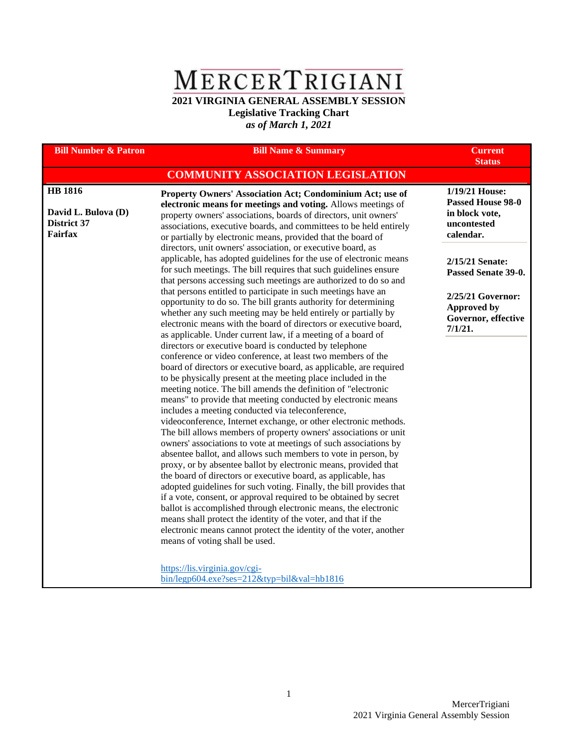# MERCERTRIGIANI

## 2021 VIRGINIA GENERAL ASSEMBLY SESSION

**Legislative Tracking Chart**

***as of March 1, 2021***

| Bill Number & Patron | Bill Name & Summary | Current Status |
|---|---|---|
| **COMMUNITY ASSOCIATION LEGISLATION** | | |
| **HB 1816**<br><br>**David L. Bulova (D)**<br>**District 37**<br>**Fairfax** | **Property Owners' Association Act; Condominium Act; use of electronic means for meetings and voting.** Allows meetings of property owners' associations, boards of directors, unit owners' associations, executive boards, and committees to be held entirely or partially by electronic means, provided that the board of directors, unit owners' association, or executive board, as applicable, has adopted guidelines for the use of electronic means for such meetings. The bill requires that such guidelines ensure that persons accessing such meetings are authorized to do so and that persons entitled to participate in such meetings have an opportunity to do so. The bill grants authority for determining whether any such meeting may be held entirely or partially by electronic means with the board of directors or executive board, as applicable. Under current law, if a meeting of a board of directors or executive board is conducted by telephone conference or video conference, at least two members of the board of directors or executive board, as applicable, are required to be physically present at the meeting place included in the meeting notice. The bill amends the definition of "electronic means" to provide that meeting conducted by electronic means includes a meeting conducted via teleconference, videoconference, Internet exchange, or other electronic methods. The bill allows members of property owners' associations or unit owners' associations to vote at meetings of such associations by absentee ballot, and allows such members to vote in person, by proxy, or by absentee ballot by electronic means, provided that the board of directors or executive board, as applicable, has adopted guidelines for such voting. Finally, the bill provides that if a vote, consent, or approval required to be obtained by secret ballot is accomplished through electronic means, the electronic means shall protect the identity of the voter, and that if the electronic means cannot protect the identity of the voter, another means of voting shall be used.<br><br>https://lis.virginia.gov/cgi-bin/legp604.exe?ses=212&typ=bil&val=hb1816 | **1/19/21 House: Passed House 98-0 in block vote, uncontested calendar.**<br><br>**2/15/21 Senate: Passed Senate 39-0.**<br><br>**2/25/21 Governor: Approved by Governor, effective 7/1/21.** |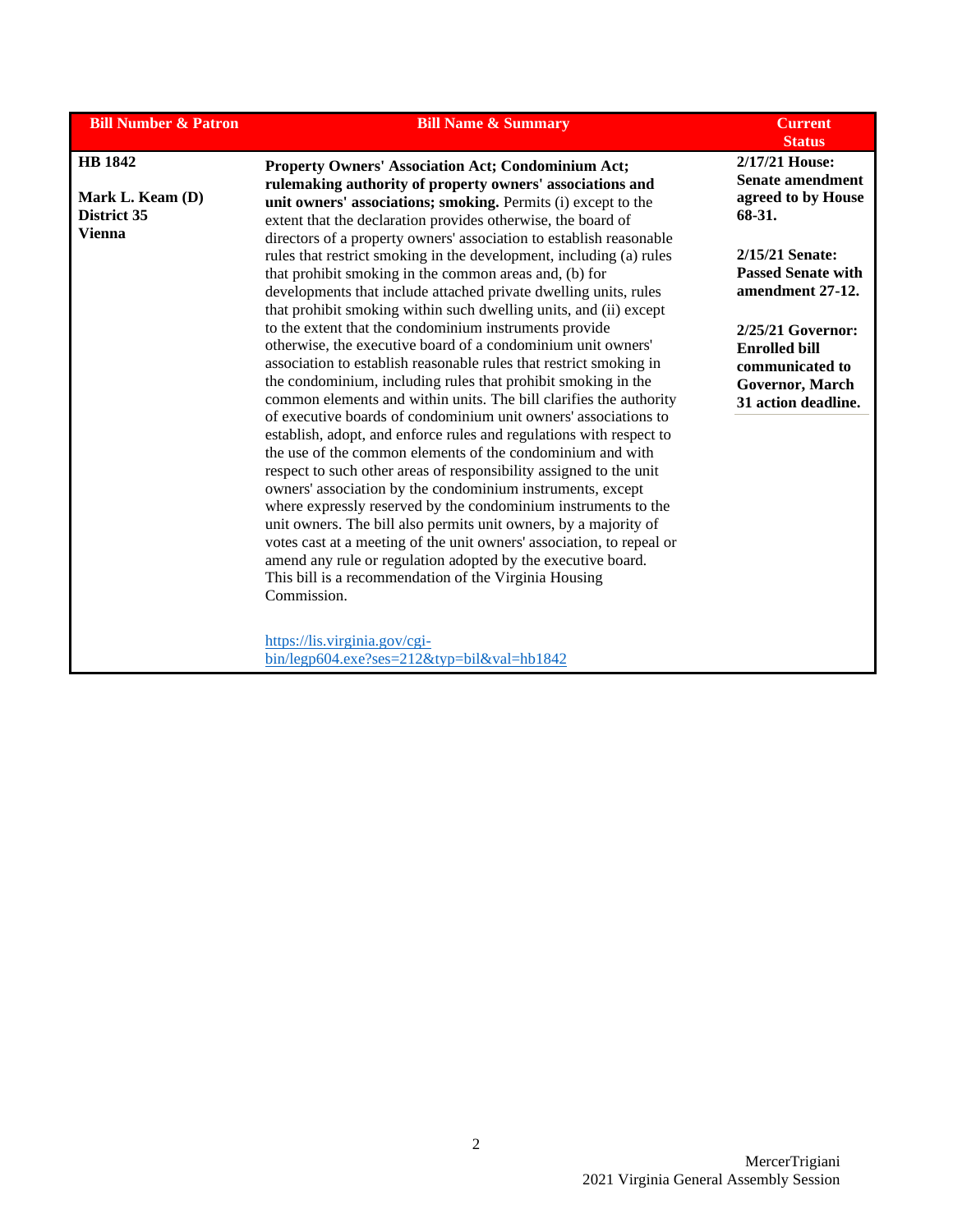| Bill Number & Patron | Bill Name & Summary | Current Status |
| --- | --- | --- |
| **HB 1842**<br><br>**Mark L. Keam (D)**<br>**District 35**<br>**Vienna** | **Property Owners' Association Act; Condominium Act; rulemaking authority of property owners' associations and unit owners' associations; smoking.** Permits (i) except to the extent that the declaration provides otherwise, the board of directors of a property owners' association to establish reasonable rules that restrict smoking in the development, including (a) rules that prohibit smoking in the common areas and, (b) for developments that include attached private dwelling units, rules that prohibit smoking within such dwelling units, and (ii) except to the extent that the condominium instruments provide otherwise, the executive board of a condominium unit owners' association to establish reasonable rules that restrict smoking in the condominium, including rules that prohibit smoking in the common elements and within units. The bill clarifies the authority of executive boards of condominium unit owners' associations to establish, adopt, and enforce rules and regulations with respect to the use of the common elements of the condominium and with respect to such other areas of responsibility assigned to the unit owners' association by the condominium instruments, except where expressly reserved by the condominium instruments to the unit owners. The bill also permits unit owners, by a majority of votes cast at a meeting of the unit owners' association, to repeal or amend any rule or regulation adopted by the executive board. This bill is a recommendation of the Virginia Housing Commission.<br><br>https://lis.virginia.gov/cgi-bin/legp604.exe?ses=212&typ=bil&val=hb1842 | **2/17/21 House: Senate amendment agreed to by House 68-31.**<br><br>**2/15/21 Senate: Passed Senate with amendment 27-12.**<br><br>**2/25/21 Governor: Enrolled bill communicated to Governor, March 31 action deadline.** |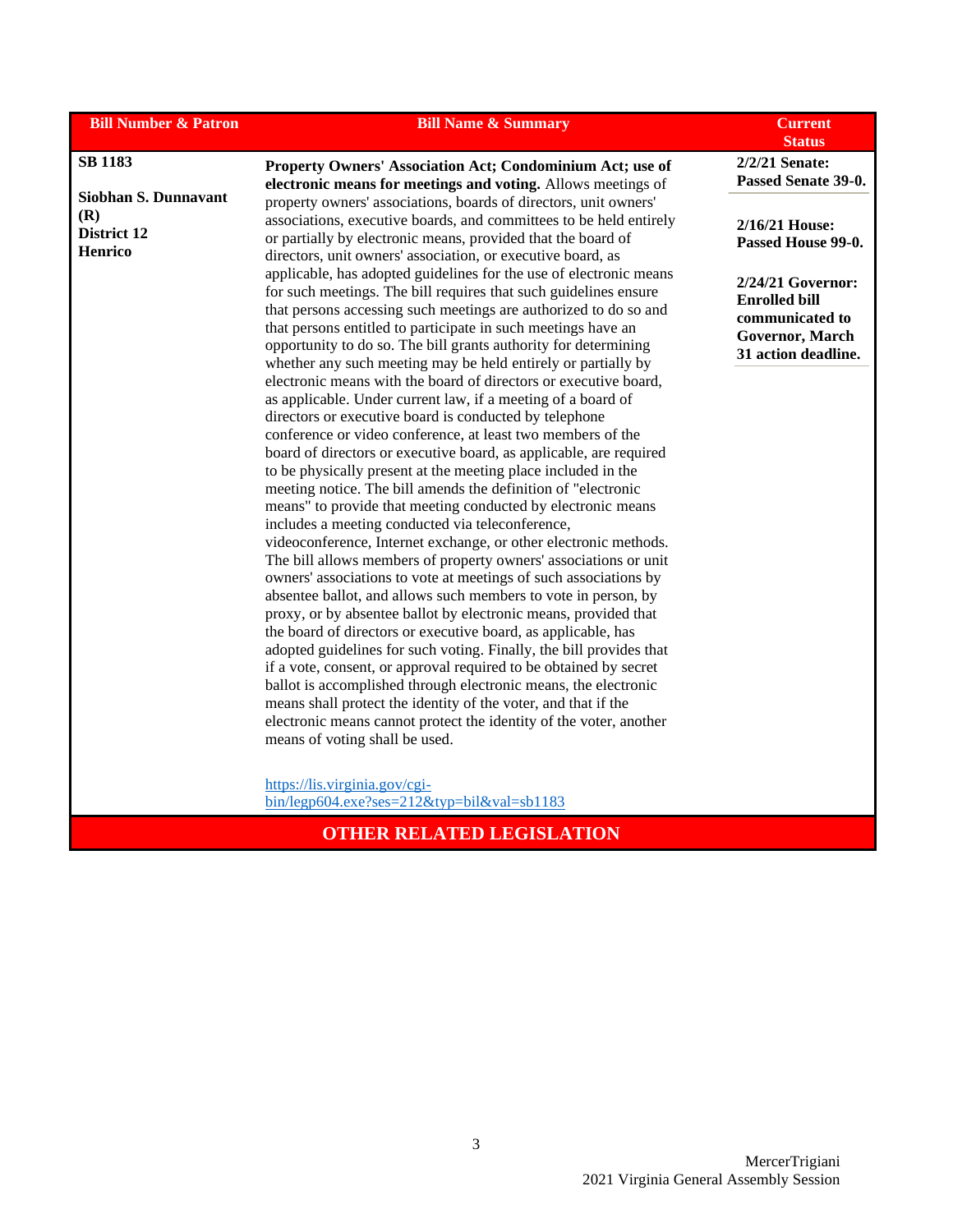| Bill Number & Patron | Bill Name & Summary | Current Status |
|---|---|---|
| **SB 1183**<br><br>**Siobhan S. Dunnavant (R)**<br>**District 12**<br>**Henrico** | **Property Owners' Association Act; Condominium Act; use of electronic means for meetings and voting.** Allows meetings of property owners' associations, boards of directors, unit owners' associations, executive boards, and committees to be held entirely or partially by electronic means, provided that the board of directors, unit owners' association, or executive board, as applicable, has adopted guidelines for the use of electronic means for such meetings. The bill requires that such guidelines ensure that persons accessing such meetings are authorized to do so and that persons entitled to participate in such meetings have an opportunity to do so. The bill grants authority for determining whether any such meeting may be held entirely or partially by electronic means with the board of directors or executive board, as applicable. Under current law, if a meeting of a board of directors or executive board is conducted by telephone conference or video conference, at least two members of the board of directors or executive board, as applicable, are required to be physically present at the meeting place included in the meeting notice. The bill amends the definition of "electronic means" to provide that meeting conducted by electronic means includes a meeting conducted via teleconference, videoconference, Internet exchange, or other electronic methods. The bill allows members of property owners' associations or unit owners' associations to vote at meetings of such associations by absentee ballot, and allows such members to vote in person, by proxy, or by absentee ballot by electronic means, provided that the board of directors or executive board, as applicable, has adopted guidelines for such voting. Finally, the bill provides that if a vote, consent, or approval required to be obtained by secret ballot is accomplished through electronic means, the electronic means shall protect the identity of the voter, and that if the electronic means cannot protect the identity of the voter, another means of voting shall be used.<br><br>https://lis.virginia.gov/cgi-bin/legp604.exe?ses=212&typ=bil&val=sb1183 | **2/2/21 Senate: Passed Senate 39-0.**<br><br>**2/16/21 House: Passed House 99-0.**<br><br>**2/24/21 Governor: Enrolled bill communicated to Governor, March 31 action deadline.** |

## OTHER RELATED LEGISLATION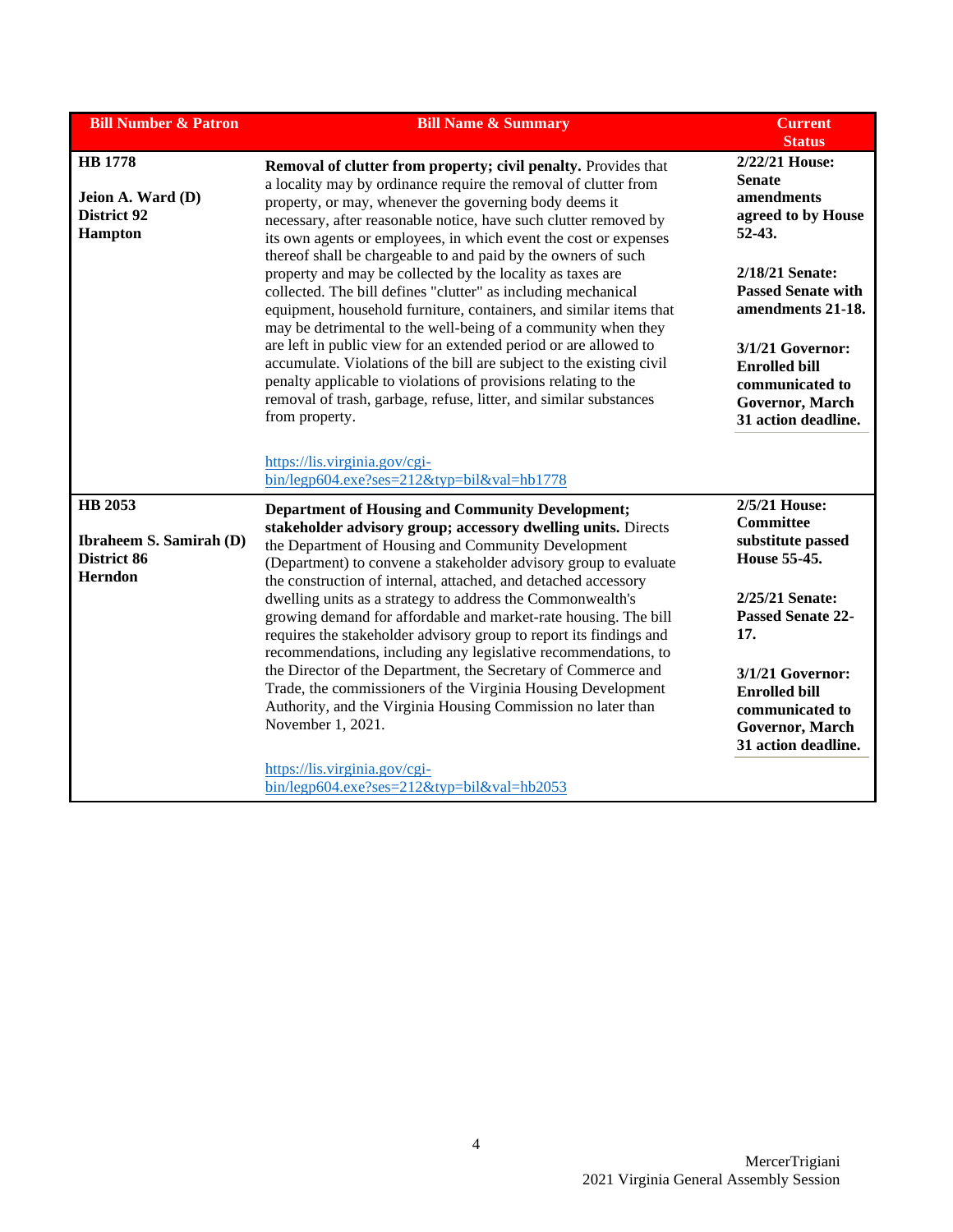| Bill Number & Patron | Bill Name & Summary | Current Status |
|---|---|---|
| **HB 1778**<br><br>**Jeion A. Ward (D)**<br>**District 92**<br>**Hampton** | **Removal of clutter from property; civil penalty.** Provides that a locality may by ordinance require the removal of clutter from property, or may, whenever the governing body deems it necessary, after reasonable notice, have such clutter removed by its own agents or employees, in which event the cost or expenses thereof shall be chargeable to and paid by the owners of such property and may be collected by the locality as taxes are collected. The bill defines "clutter" as including mechanical equipment, household furniture, containers, and similar items that may be detrimental to the well-being of a community when they are left in public view for an extended period or are allowed to accumulate. Violations of the bill are subject to the existing civil penalty applicable to violations of provisions relating to the removal of trash, garbage, refuse, litter, and similar substances from property.<br><br>https://lis.virginia.gov/cgi-bin/legp604.exe?ses=212&typ=bil&val=hb1778 | **2/22/21 House: Senate amendments agreed to by House 52-43.**<br><br>**2/18/21 Senate: Passed Senate with amendments 21-18.**<br><br>**3/1/21 Governor: Enrolled bill communicated to Governor, March 31 action deadline.** |
| **HB 2053**<br><br>**Ibraheem S. Samirah (D)**<br>**District 86**<br>**Herndon** | **Department of Housing and Community Development; stakeholder advisory group; accessory dwelling units.** Directs the Department of Housing and Community Development (Department) to convene a stakeholder advisory group to evaluate the construction of internal, attached, and detached accessory dwelling units as a strategy to address the Commonwealth's growing demand for affordable and market-rate housing. The bill requires the stakeholder advisory group to report its findings and recommendations, including any legislative recommendations, to the Director of the Department, the Secretary of Commerce and Trade, the commissioners of the Virginia Housing Development Authority, and the Virginia Housing Commission no later than November 1, 2021.<br><br>https://lis.virginia.gov/cgi-bin/legp604.exe?ses=212&typ=bil&val=hb2053 | **2/5/21 House: Committee substitute passed House 55-45.**<br><br>**2/25/21 Senate: Passed Senate 22-17.**<br><br>**3/1/21 Governor: Enrolled bill communicated to Governor, March 31 action deadline.** |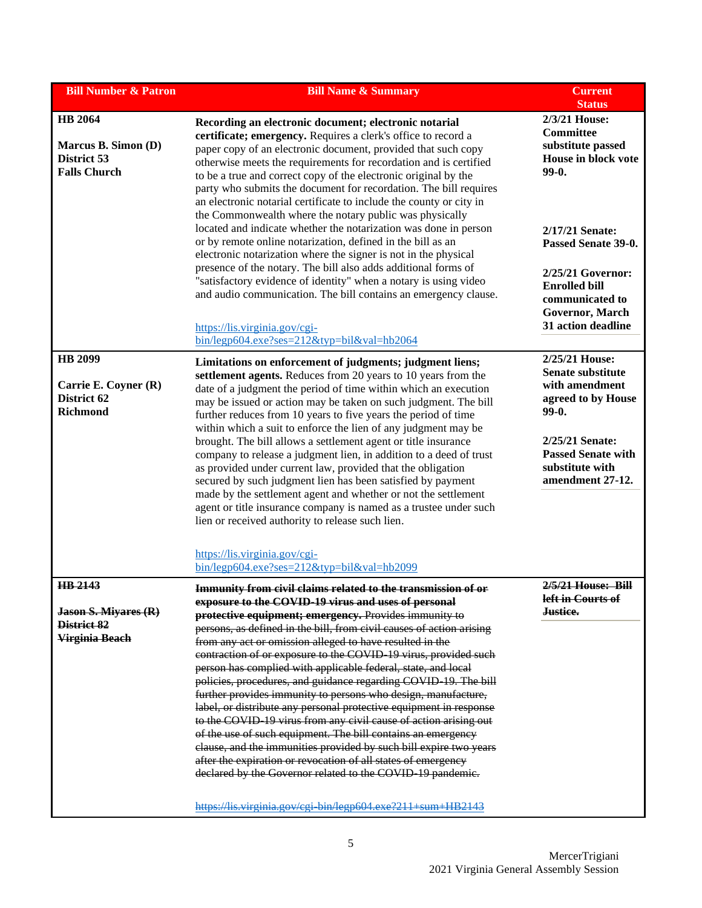| Bill Number & Patron | Bill Name & Summary | Current Status |
|---|---|---|
| **HB 2064**<br><br>**Marcus B. Simon (D)**<br>**District 53**<br>**Falls Church** | **Recording an electronic document; electronic notarial certificate; emergency.** Requires a clerk's office to record a paper copy of an electronic document, provided that such copy otherwise meets the requirements for recordation and is certified to be a true and correct copy of the electronic original by the party who submits the document for recordation. The bill requires an electronic notarial certificate to include the county or city in the Commonwealth where the notary public was physically located and indicate whether the notarization was done in person or by remote online notarization, defined in the bill as an electronic notarization where the signer is not in the physical presence of the notary. The bill also adds additional forms of "satisfactory evidence of identity" when a notary is using video and audio communication. The bill contains an emergency clause.<br><br>https://lis.virginia.gov/cgi-bin/legp604.exe?ses=212&typ=bil&val=hb2064 | **2/3/21 House: Committee substitute passed House in block vote 99-0.**<br><br>**2/17/21 Senate: Passed Senate 39-0.**<br><br>**2/25/21 Governor: Enrolled bill communicated to Governor, March 31 action deadline** |
| **HB 2099**<br><br>**Carrie E. Coyner (R)**<br>**District 62**<br>**Richmond** | **Limitations on enforcement of judgments; judgment liens; settlement agents.** Reduces from 20 years to 10 years from the date of a judgment the period of time within which an execution may be issued or action may be taken on such judgment. The bill further reduces from 10 years to five years the period of time within which a suit to enforce the lien of any judgment may be brought. The bill allows a settlement agent or title insurance company to release a judgment lien, in addition to a deed of trust as provided under current law, provided that the obligation secured by such judgment lien has been satisfied by payment made by the settlement agent and whether or not the settlement agent or title insurance company is named as a trustee under such lien or received authority to release such lien.<br><br>https://lis.virginia.gov/cgi-bin/legp604.exe?ses=212&typ=bil&val=hb2099 | **2/25/21 House: Senate substitute with amendment agreed to by House 99-0.**<br><br>**2/25/21 Senate: Passed Senate with substitute with amendment 27-12.** |
| ~~**HB 2143**~~<br><br>~~**Jason S. Miyares (R)**~~<br>~~**District 82**~~<br>~~**Virginia Beach**~~ | ~~**Immunity from civil claims related to the transmission of or exposure to the COVID-19 virus and uses of personal protective equipment; emergency.** Provides immunity to persons, as defined in the bill, from civil causes of action arising from any act or omission alleged to have resulted in the contraction of or exposure to the COVID-19 virus, provided such person has complied with applicable federal, state, and local policies, procedures, and guidance regarding COVID-19. The bill further provides immunity to persons who design, manufacture, label, or distribute any personal protective equipment in response to the COVID-19 virus from any civil cause of action arising out of the use of such equipment. The bill contains an emergency clause, and the immunities provided by such bill expire two years after the expiration or revocation of all states of emergency declared by the Governor related to the COVID-19 pandemic.~~<br><br>~~https://lis.virginia.gov/cgi-bin/legp604.exe?211+sum+HB2143~~ | ~~**2/5/21 House: Bill left in Courts of Justice.**~~ |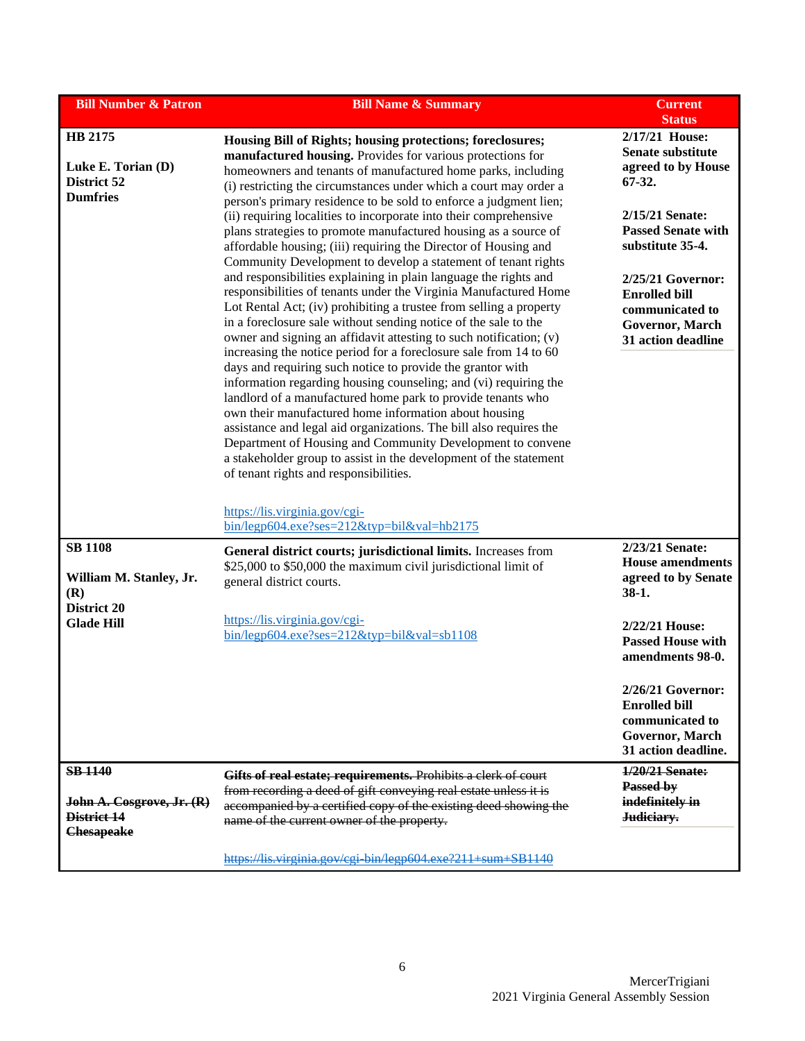| Bill Number & Patron | Bill Name & Summary | Current Status |
|---|---|---|
| **HB 2175**<br><br>**Luke E. Torian (D)**<br>**District 52**<br>**Dumfries** | **Housing Bill of Rights; housing protections; foreclosures; manufactured housing.** Provides for various protections for homeowners and tenants of manufactured home parks, including (i) restricting the circumstances under which a court may order a person's primary residence to be sold to enforce a judgment lien; (ii) requiring localities to incorporate into their comprehensive plans strategies to promote manufactured housing as a source of affordable housing; (iii) requiring the Director of Housing and Community Development to develop a statement of tenant rights and responsibilities explaining in plain language the rights and responsibilities of tenants under the Virginia Manufactured Home Lot Rental Act; (iv) prohibiting a trustee from selling a property in a foreclosure sale without sending notice of the sale to the owner and signing an affidavit attesting to such notification; (v) increasing the notice period for a foreclosure sale from 14 to 60 days and requiring such notice to provide the grantor with information regarding housing counseling; and (vi) requiring the landlord of a manufactured home park to provide tenants who own their manufactured home information about housing assistance and legal aid organizations. The bill also requires the Department of Housing and Community Development to convene a stakeholder group to assist in the development of the statement of tenant rights and responsibilities.<br><br>https://lis.virginia.gov/cgi-bin/legp604.exe?ses=212&typ=bil&val=hb2175 | **2/17/21 House: Senate substitute agreed to by House 67-32.**<br><br>**2/15/21 Senate: Passed Senate with substitute 35-4.**<br><br>**2/25/21 Governor: Enrolled bill communicated to Governor, March 31 action deadline** |
| **SB 1108**<br><br>**William M. Stanley, Jr. (R)**<br>**District 20**<br>**Glade Hill** | **General district courts; jurisdictional limits.** Increases from $25,000 to $50,000 the maximum civil jurisdictional limit of general district courts.<br><br>https://lis.virginia.gov/cgi-bin/legp604.exe?ses=212&typ=bil&val=sb1108 | **2/23/21 Senate: House amendments agreed to by Senate 38-1.**<br><br>**2/22/21 House: Passed House with amendments 98-0.**<br><br>**2/26/21 Governor: Enrolled bill communicated to Governor, March 31 action deadline.** |
| ~~**SB 1140**~~<br><br>~~**John A. Cosgrove, Jr. (R)**~~<br>~~**District 14**~~<br>~~**Chesapeake**~~ | ~~**Gifts of real estate; requirements.** Prohibits a clerk of court from recording a deed of gift conveying real estate unless it is accompanied by a certified copy of the existing deed showing the name of the current owner of the property.~~<br><br>~~https://lis.virginia.gov/cgi-bin/legp604.exe?211+sum+SB1140~~ | ~~**1/20/21 Senate: Passed by indefinitely in Judiciary.**~~ |

MercerTrigiani
2021 Virginia General Assembly Session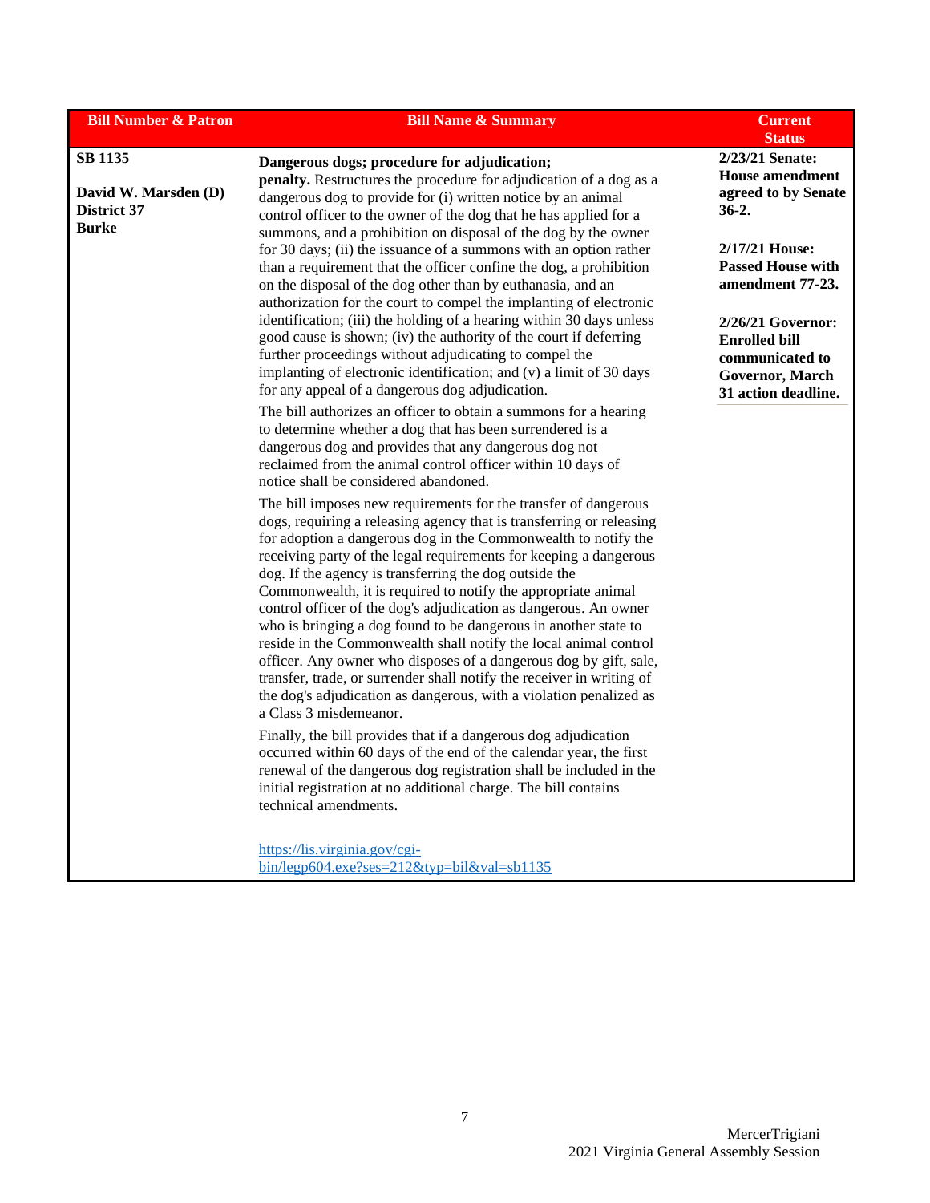| Bill Number & Patron | Bill Name & Summary | Current Status |
|---|---|---|
| **SB 1135**<br><br>**David W. Marsden (D)**<br>**District 37**<br>**Burke** | **Dangerous dogs; procedure for adjudication; penalty.** Restructures the procedure for adjudication of a dog as a dangerous dog to provide for (i) written notice by an animal control officer to the owner of the dog that he has applied for a summons, and a prohibition on disposal of the dog by the owner for 30 days; (ii) the issuance of a summons with an option rather than a requirement that the officer confine the dog, a prohibition on the disposal of the dog other than by euthanasia, and an authorization for the court to compel the implanting of electronic identification; (iii) the holding of a hearing within 30 days unless good cause is shown; (iv) the authority of the court if deferring further proceedings without adjudicating to compel the implanting of electronic identification; and (v) a limit of 30 days for any appeal of a dangerous dog adjudication.<br><br>The bill authorizes an officer to obtain a summons for a hearing to determine whether a dog that has been surrendered is a dangerous dog and provides that any dangerous dog not reclaimed from the animal control officer within 10 days of notice shall be considered abandoned.<br><br>The bill imposes new requirements for the transfer of dangerous dogs, requiring a releasing agency that is transferring or releasing for adoption a dangerous dog in the Commonwealth to notify the receiving party of the legal requirements for keeping a dangerous dog. If the agency is transferring the dog outside the Commonwealth, it is required to notify the appropriate animal control officer of the dog's adjudication as dangerous. An owner who is bringing a dog found to be dangerous in another state to reside in the Commonwealth shall notify the local animal control officer. Any owner who disposes of a dangerous dog by gift, sale, transfer, trade, or surrender shall notify the receiver in writing of the dog's adjudication as dangerous, with a violation penalized as a Class 3 misdemeanor.<br><br>Finally, the bill provides that if a dangerous dog adjudication occurred within 60 days of the end of the calendar year, the first renewal of the dangerous dog registration shall be included in the initial registration at no additional charge. The bill contains technical amendments.<br><br>https://lis.virginia.gov/cgi-bin/legp604.exe?ses=212&typ=bil&val=sb1135 | **2/23/21 Senate: House amendment agreed to by Senate 36-2.**<br><br>**2/17/21 House: Passed House with amendment 77-23.**<br><br>**2/26/21 Governor: Enrolled bill communicated to Governor, March 31 action deadline.** |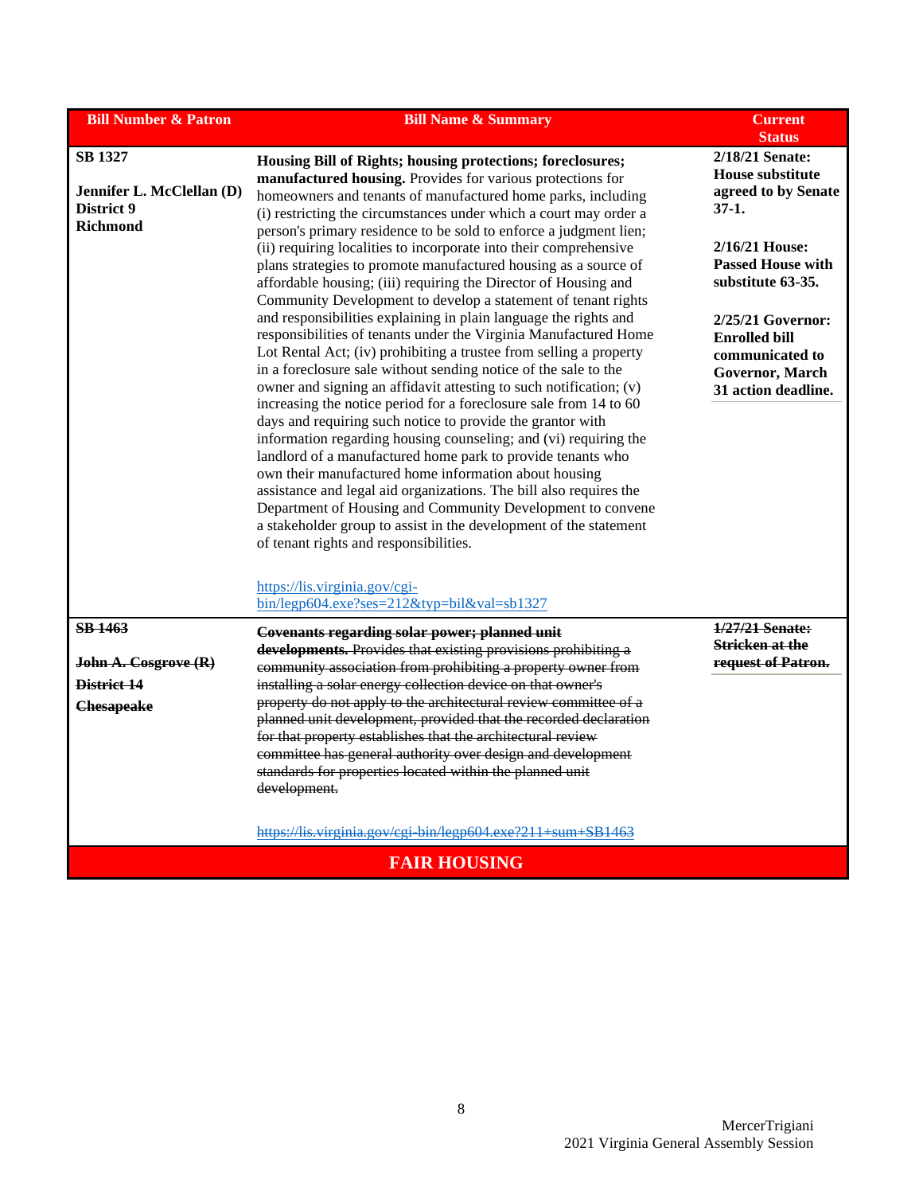| Bill Number & Patron | Bill Name & Summary | Current Status |
|---|---|---|
| **SB 1327**<br><br>**Jennifer L. McClellan (D)**<br>**District 9**<br>**Richmond** | **Housing Bill of Rights; housing protections; foreclosures; manufactured housing.** Provides for various protections for homeowners and tenants of manufactured home parks, including (i) restricting the circumstances under which a court may order a person's primary residence to be sold to enforce a judgment lien; (ii) requiring localities to incorporate into their comprehensive plans strategies to promote manufactured housing as a source of affordable housing; (iii) requiring the Director of Housing and Community Development to develop a statement of tenant rights and responsibilities explaining in plain language the rights and responsibilities of tenants under the Virginia Manufactured Home Lot Rental Act; (iv) prohibiting a trustee from selling a property in a foreclosure sale without sending notice of the sale to the owner and signing an affidavit attesting to such notification; (v) increasing the notice period for a foreclosure sale from 14 to 60 days and requiring such notice to provide the grantor with information regarding housing counseling; and (vi) requiring the landlord of a manufactured home park to provide tenants who own their manufactured home information about housing assistance and legal aid organizations. The bill also requires the Department of Housing and Community Development to convene a stakeholder group to assist in the development of the statement of tenant rights and responsibilities.<br><br>https://lis.virginia.gov/cgi-bin/legp604.exe?ses=212&typ=bil&val=sb1327 | **2/18/21 Senate: House substitute agreed to by Senate 37-1.**<br><br>**2/16/21 House: Passed House with substitute 63-35.**<br><br>**2/25/21 Governor: Enrolled bill communicated to Governor, March 31 action deadline.** |
| ~~**SB 1463**~~<br><br>~~**John A. Cosgrove (R)**~~<br>~~**District 14**~~<br>~~**Chesapeake**~~ | ~~**Covenants regarding solar power; planned unit developments.** Provides that existing provisions prohibiting a community association from prohibiting a property owner from installing a solar energy collection device on that owner's property do not apply to the architectural review committee of a planned unit development, provided that the recorded declaration for that property establishes that the architectural review committee has general authority over design and development standards for properties located within the planned unit development.~~<br><br>~~https://lis.virginia.gov/cgi-bin/legp604.exe?211+sum+SB1463~~ | ~~**1/27/21 Senate: Stricken at the request of Patron.**~~ |
| | **FAIR HOUSING** | |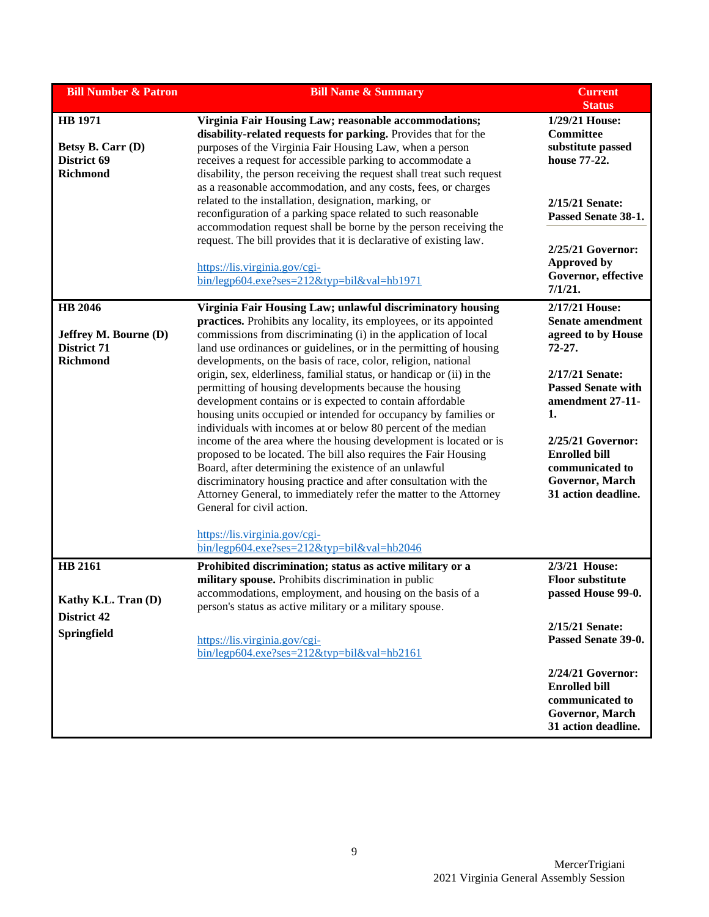| Bill Number & Patron | Bill Name & Summary | Current Status |
|---|---|---|
| **HB 1971**<br><br>**Betsy B. Carr (D)**<br>**District 69**<br>**Richmond** | **Virginia Fair Housing Law; reasonable accommodations; disability-related requests for parking.** Provides that for the purposes of the Virginia Fair Housing Law, when a person receives a request for accessible parking to accommodate a disability, the person receiving the request shall treat such request as a reasonable accommodation, and any costs, fees, or charges related to the installation, designation, marking, or reconfiguration of a parking space related to such reasonable accommodation request shall be borne by the person receiving the request. The bill provides that it is declarative of existing law.<br><br>https://lis.virginia.gov/cgi-bin/legp604.exe?ses=212&typ=bil&val=hb1971 | **1/29/21 House: Committee substitute passed house 77-22.**<br><br>**2/15/21 Senate: Passed Senate 38-1.**<br><br>**2/25/21 Governor: Approved by Governor, effective 7/1/21.** |
| **HB 2046**<br><br>**Jeffrey M. Bourne (D)**<br>**District 71**<br>**Richmond** | **Virginia Fair Housing Law; unlawful discriminatory housing practices.** Prohibits any locality, its employees, or its appointed commissions from discriminating (i) in the application of local land use ordinances or guidelines, or in the permitting of housing developments, on the basis of race, color, religion, national origin, sex, elderliness, familial status, or handicap or (ii) in the permitting of housing developments because the housing development contains or is expected to contain affordable housing units occupied or intended for occupancy by families or individuals with incomes at or below 80 percent of the median income of the area where the housing development is located or is proposed to be located. The bill also requires the Fair Housing Board, after determining the existence of an unlawful discriminatory housing practice and after consultation with the Attorney General, to immediately refer the matter to the Attorney General for civil action.<br><br>https://lis.virginia.gov/cgi-bin/legp604.exe?ses=212&typ=bil&val=hb2046 | **2/17/21 House: Senate amendment agreed to by House 72-27.**<br><br>**2/17/21 Senate: Passed Senate with amendment 27-11-1.**<br><br>**2/25/21 Governor: Enrolled bill communicated to Governor, March 31 action deadline.** |
| **HB 2161**<br><br>**Kathy K.L. Tran (D)**<br>**District 42**<br>**Springfield** | **Prohibited discrimination; status as active military or a military spouse.** Prohibits discrimination in public accommodations, employment, and housing on the basis of a person's status as active military or a military spouse.<br><br>https://lis.virginia.gov/cgi-bin/legp604.exe?ses=212&typ=bil&val=hb2161 | **2/3/21 House: Floor substitute passed House 99-0.**<br><br>**2/15/21 Senate: Passed Senate 39-0.**<br><br>**2/24/21 Governor: Enrolled bill communicated to Governor, March 31 action deadline.** |

MercerTrigiani
2021 Virginia General Assembly Session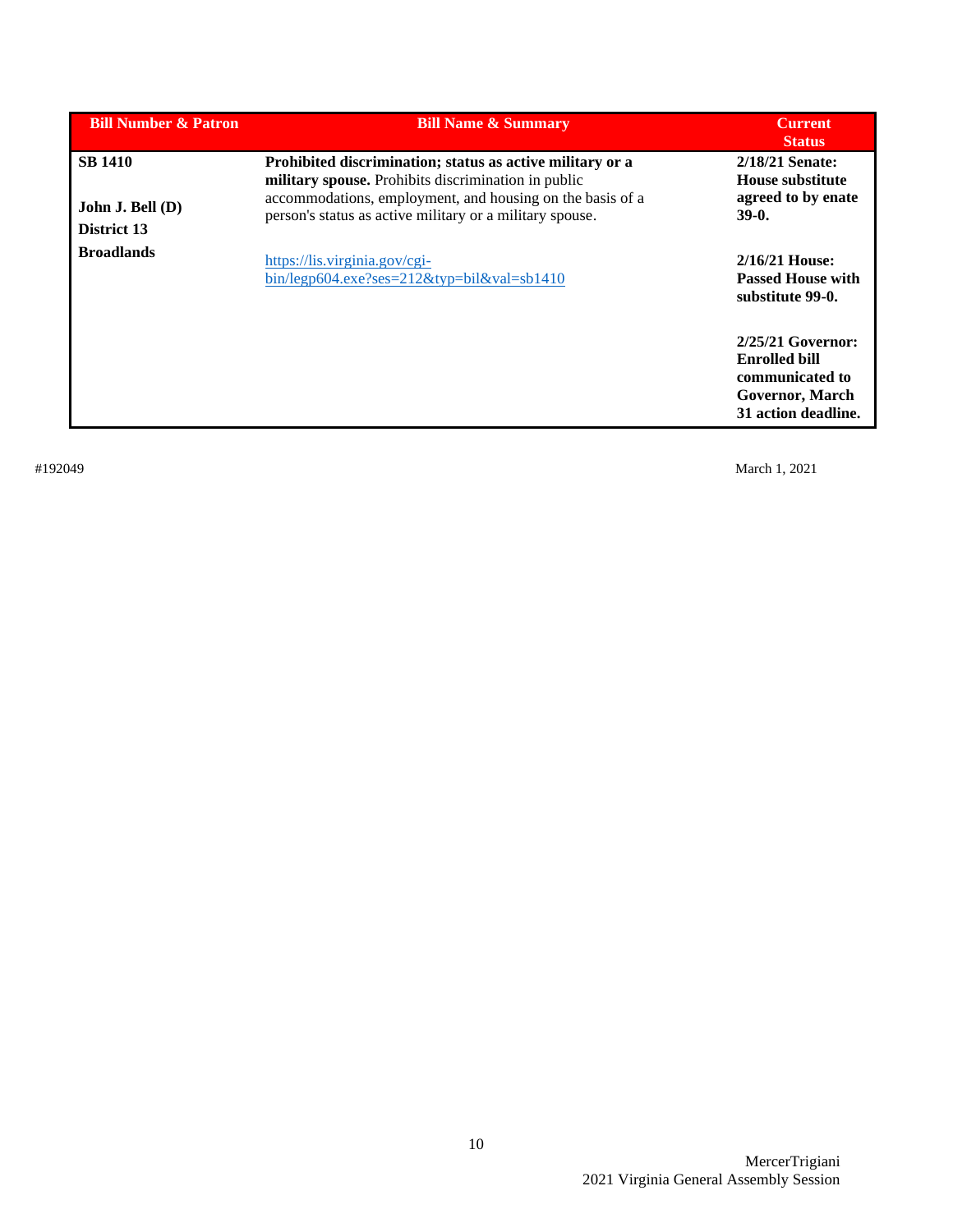| Bill Number & Patron | Bill Name & Summary | Current Status |
|---|---|---|
| **SB 1410**<br><br>**John J. Bell (D)**<br>**District 13**<br>**Broadlands** | **Prohibited discrimination; status as active military or a military spouse.** Prohibits discrimination in public accommodations, employment, and housing on the basis of a person's status as active military or a military spouse.<br><br>https://lis.virginia.gov/cgi-bin/legp604.exe?ses=212&typ=bil&val=sb1410 | **2/18/21 Senate: House substitute agreed to by enate 39-0.**<br><br>**2/16/21 House: Passed House with substitute 99-0.**<br><br>**2/25/21 Governor: Enrolled bill communicated to Governor, March 31 action deadline.** |

#192049

March 1, 2021

MercerTrigiani
2021 Virginia General Assembly Session